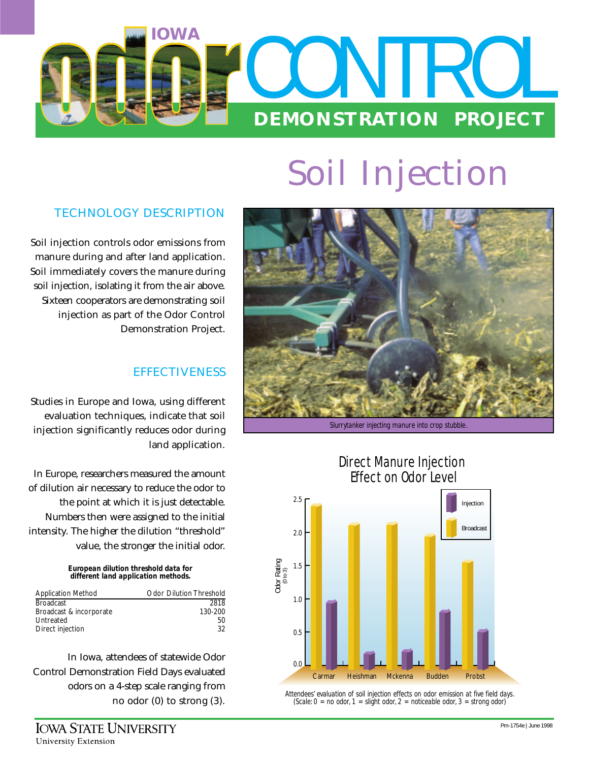# IOWA odor CONTROL DEMONSTRATION PROJECT

# Soil Injection

## TECHNOLOGY DESCRIPTION

Soil injection controls odor emissions from manure during and after land application. Soil immediately covers the manure during soil injection, isolating it from the air above. Sixteen cooperators are demonstrating soil injection as part of the Odor Control Demonstration Project.

## EFFECTIVENESS

Studies in Europe and Iowa, using different evaluation techniques, indicate that soil injection significantly reduces odor during land application.

In Europe, researchers measured the amount of dilution air necessary to reduce the odor to the point at which it is just detectable. Numbers then were assigned to the initial intensity. The higher the dilution "threshold" value, the stronger the initial odor.

**European dilution threshold data for different land application methods.**

| Application Method | Odor Dilution Threshold |
|---|---|
| Broadcast | 2818 |
| Broadcast & incorporate | 130-200 |
| Untreated | 50 |
| Direct injection | 32 |

In Iowa, attendees of statewide Odor Control Demonstration Field Days evaluated odors on a 4-step scale ranging from no odor (0) to strong (3).

Slurrytanker injecting manure into crop stubble.

**Direct Manure Injection Effect on Odor Level**

Attendees' evaluation of soil injection effects on odor emission at five field days. (Scale: 0 = no odor, 1 = slight odor, 2 = noticeable odor, 3 = strong odor)

IOWA STATE UNIVERSITY
University Extension

Pm-1754e | June 1998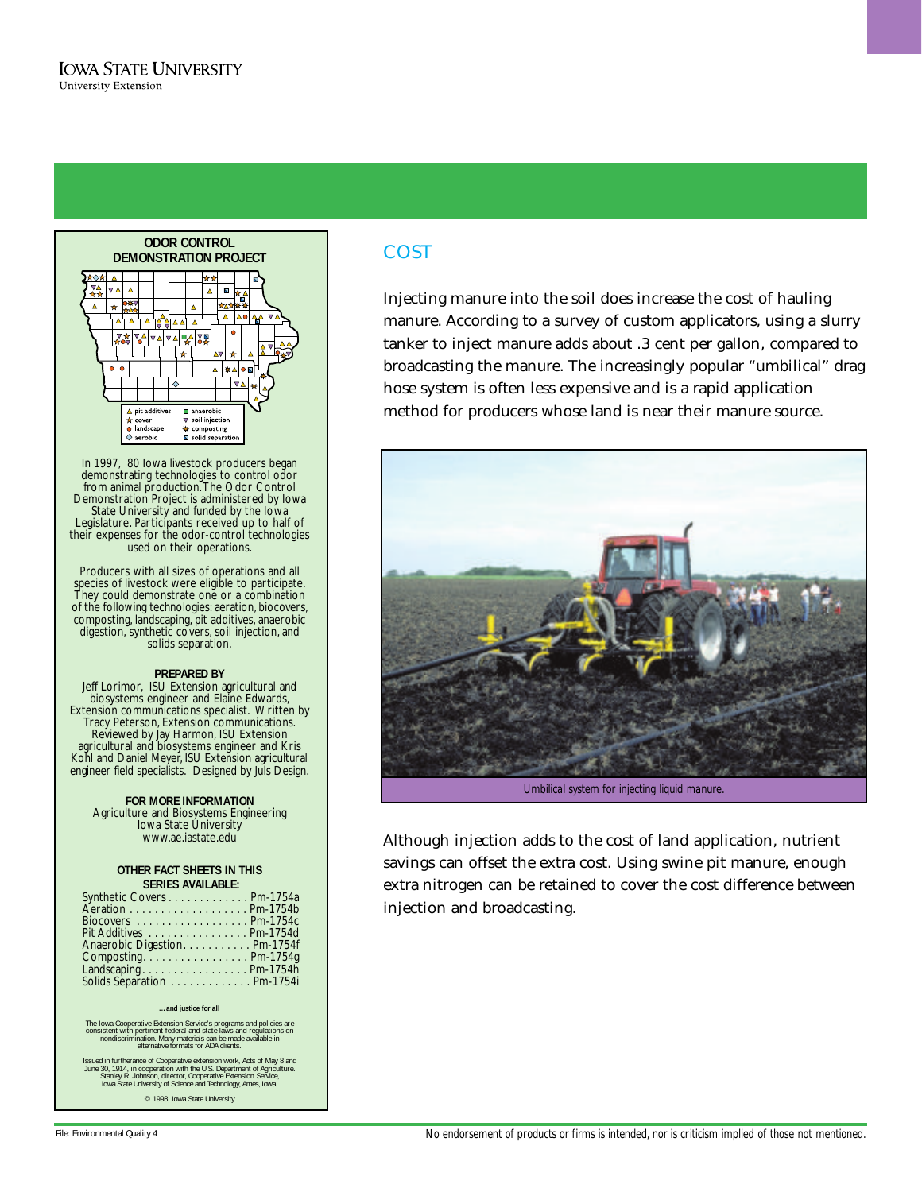**IOWA STATE UNIVERSITY**
University Extension

**ODOR CONTROL DEMONSTRATION PROJECT**

pit additives
cover
landscape
aerobic
anaerobic
soil injection
composting
solid separation

In 1997, 80 Iowa livestock producers began demonstrating technologies to control odor from animal production. The Odor Control Demonstration Project is administered by Iowa State University and funded by the Iowa Legislature. Participants received up to half of their expenses for the odor-control technologies used on their operations.

Producers with all sizes of operations and all species of livestock were eligible to participate. They could demonstrate one or a combination of the following technologies: aeration, biocovers, composting, landscaping, pit additives, anaerobic digestion, synthetic covers, soil injection, and solids separation.

**PREPARED BY**

Jeff Lorimor, ISU Extension agricultural and biosystems engineer and Elaine Edwards, Extension communications specialist. Written by Tracy Peterson, Extension communications. Reviewed by Jay Harmon, ISU Extension agricultural and biosystems engineer and Kris Kohl and Daniel Meyer, ISU Extension agricultural engineer field specialists. Designed by Juls Design.

**FOR MORE INFORMATION**

Agriculture and Biosystems Engineering
Iowa State University
www.ae.iastate.edu

**OTHER FACT SHEETS IN THIS SERIES AVAILABLE:**

- Synthetic Covers . . . . . . . . . . . . . Pm-1754a
- Aeration . . . . . . . . . . . . . . . . . . . Pm-1754b
- Biocovers . . . . . . . . . . . . . . . . . . Pm-1754c
- Pit Additives . . . . . . . . . . . . . . . . Pm-1754d
- Anaerobic Digestion. . . . . . . . . . . Pm-1754f
- Composting. . . . . . . . . . . . . . . . . Pm-1754g
- Landscaping. . . . . . . . . . . . . . . . . Pm-1754h
- Solids Separation . . . . . . . . . . . . . Pm-1754i

**... and justice for all**

The Iowa Cooperative Extension Service's programs and policies are consistent with pertinent federal and state laws and regulations on nondiscrimination. Many materials can be made available in alternative formats for ADA clients.

Issued in furtherance of Cooperative extension work, Acts of May 8 and June 30, 1914, in cooperation with the U.S. Department of Agriculture. Stanley R. Johnson, director, Cooperative Extension Service, Iowa State University of Science and Technology, Ames, Iowa.

© 1998, Iowa State University

## COST

Injecting manure into the soil does increase the cost of hauling manure. According to a survey of custom applicators, using a slurry tanker to inject manure adds about .3 cent per gallon, compared to broadcasting the manure. The increasingly popular "umbilical" drag hose system is often less expensive and is a rapid application method for producers whose land is near their manure source.

Umbilical system for injecting liquid manure.

Although injection adds to the cost of land application, nutrient savings can offset the extra cost. Using swine pit manure, enough extra nitrogen can be retained to cover the cost difference between injection and broadcasting.

File: Environmental Quality 4

No endorsement of products or firms is intended, nor is criticism implied of those not mentioned.